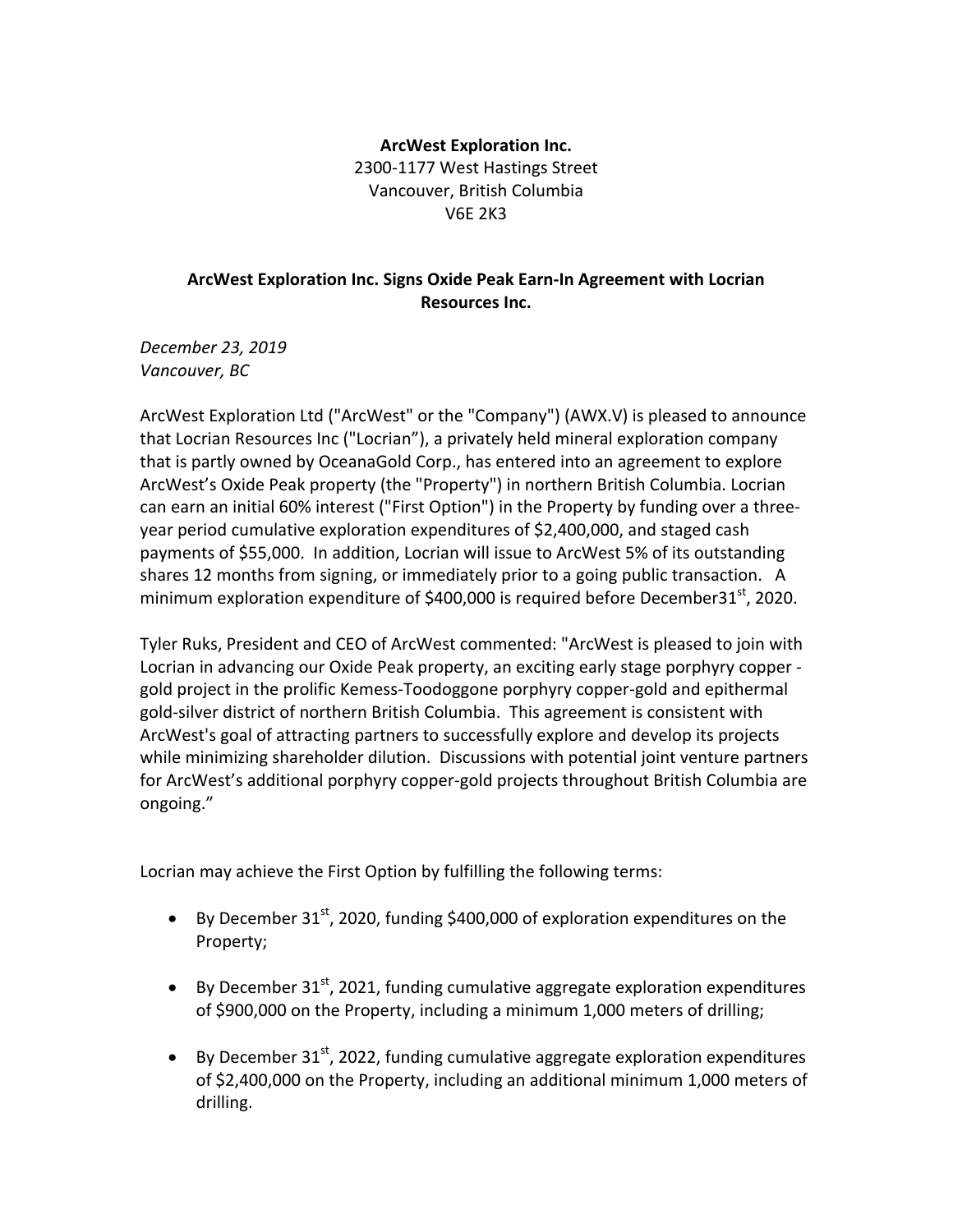**ArcWest Exploration Inc.**
2300-1177 West Hastings Street
Vancouver, British Columbia
V6E 2K3

## ArcWest Exploration Inc. Signs Oxide Peak Earn-In Agreement with Locrian Resources Inc.

*December 23, 2019*
*Vancouver, BC*

ArcWest Exploration Ltd ("ArcWest" or the "Company") (AWX.V) is pleased to announce that Locrian Resources Inc ("Locrian"), a privately held mineral exploration company that is partly owned by OceanaGold Corp., has entered into an agreement to explore ArcWest's Oxide Peak property (the "Property") in northern British Columbia. Locrian can earn an initial 60% interest ("First Option") in the Property by funding over a three-year period cumulative exploration expenditures of $2,400,000, and staged cash payments of $55,000. In addition, Locrian will issue to ArcWest 5% of its outstanding shares 12 months from signing, or immediately prior to a going public transaction. A minimum exploration expenditure of $400,000 is required before December31st, 2020.

Tyler Ruks, President and CEO of ArcWest commented: "ArcWest is pleased to join with Locrian in advancing our Oxide Peak property, an exciting early stage porphyry copper - gold project in the prolific Kemess-Toodoggone porphyry copper-gold and epithermal gold-silver district of northern British Columbia. This agreement is consistent with ArcWest's goal of attracting partners to successfully explore and develop its projects while minimizing shareholder dilution. Discussions with potential joint venture partners for ArcWest's additional porphyry copper-gold projects throughout British Columbia are ongoing."

Locrian may achieve the First Option by fulfilling the following terms:

- By December 31st, 2020, funding $400,000 of exploration expenditures on the Property;
- By December 31st, 2021, funding cumulative aggregate exploration expenditures of $900,000 on the Property, including a minimum 1,000 meters of drilling;
- By December 31st, 2022, funding cumulative aggregate exploration expenditures of $2,400,000 on the Property, including an additional minimum 1,000 meters of drilling.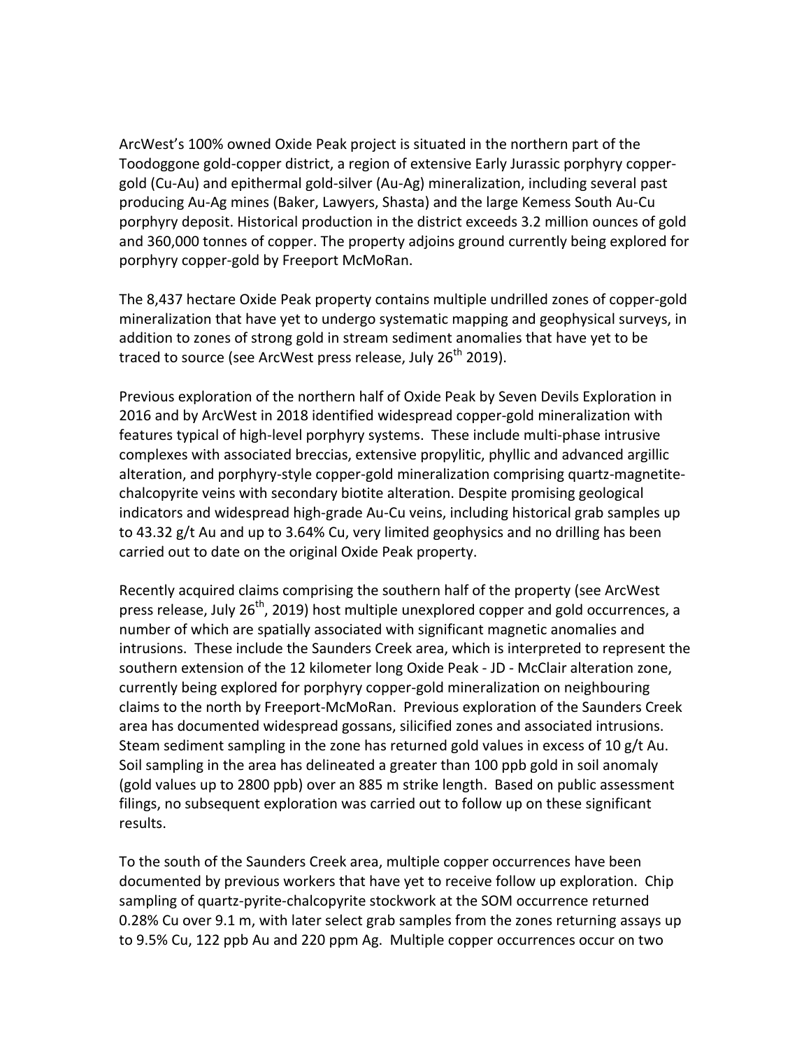ArcWest's 100% owned Oxide Peak project is situated in the northern part of the Toodoggone gold-copper district, a region of extensive Early Jurassic porphyry copper-gold (Cu-Au) and epithermal gold-silver (Au-Ag) mineralization, including several past producing Au-Ag mines (Baker, Lawyers, Shasta) and the large Kemess South Au-Cu porphyry deposit. Historical production in the district exceeds 3.2 million ounces of gold and 360,000 tonnes of copper. The property adjoins ground currently being explored for porphyry copper-gold by Freeport McMoRan.

The 8,437 hectare Oxide Peak property contains multiple undrilled zones of copper-gold mineralization that have yet to undergo systematic mapping and geophysical surveys, in addition to zones of strong gold in stream sediment anomalies that have yet to be traced to source (see ArcWest press release, July 26th 2019).

Previous exploration of the northern half of Oxide Peak by Seven Devils Exploration in 2016 and by ArcWest in 2018 identified widespread copper-gold mineralization with features typical of high-level porphyry systems. These include multi-phase intrusive complexes with associated breccias, extensive propylitic, phyllic and advanced argillic alteration, and porphyry-style copper-gold mineralization comprising quartz-magnetite-chalcopyrite veins with secondary biotite alteration. Despite promising geological indicators and widespread high-grade Au-Cu veins, including historical grab samples up to 43.32 g/t Au and up to 3.64% Cu, very limited geophysics and no drilling has been carried out to date on the original Oxide Peak property.

Recently acquired claims comprising the southern half of the property (see ArcWest press release, July 26th, 2019) host multiple unexplored copper and gold occurrences, a number of which are spatially associated with significant magnetic anomalies and intrusions. These include the Saunders Creek area, which is interpreted to represent the southern extension of the 12 kilometer long Oxide Peak - JD - McClair alteration zone, currently being explored for porphyry copper-gold mineralization on neighbouring claims to the north by Freeport-McMoRan. Previous exploration of the Saunders Creek area has documented widespread gossans, silicified zones and associated intrusions. Steam sediment sampling in the zone has returned gold values in excess of 10 g/t Au. Soil sampling in the area has delineated a greater than 100 ppb gold in soil anomaly (gold values up to 2800 ppb) over an 885 m strike length. Based on public assessment filings, no subsequent exploration was carried out to follow up on these significant results.

To the south of the Saunders Creek area, multiple copper occurrences have been documented by previous workers that have yet to receive follow up exploration. Chip sampling of quartz-pyrite-chalcopyrite stockwork at the SOM occurrence returned 0.28% Cu over 9.1 m, with later select grab samples from the zones returning assays up to 9.5% Cu, 122 ppb Au and 220 ppm Ag. Multiple copper occurrences occur on two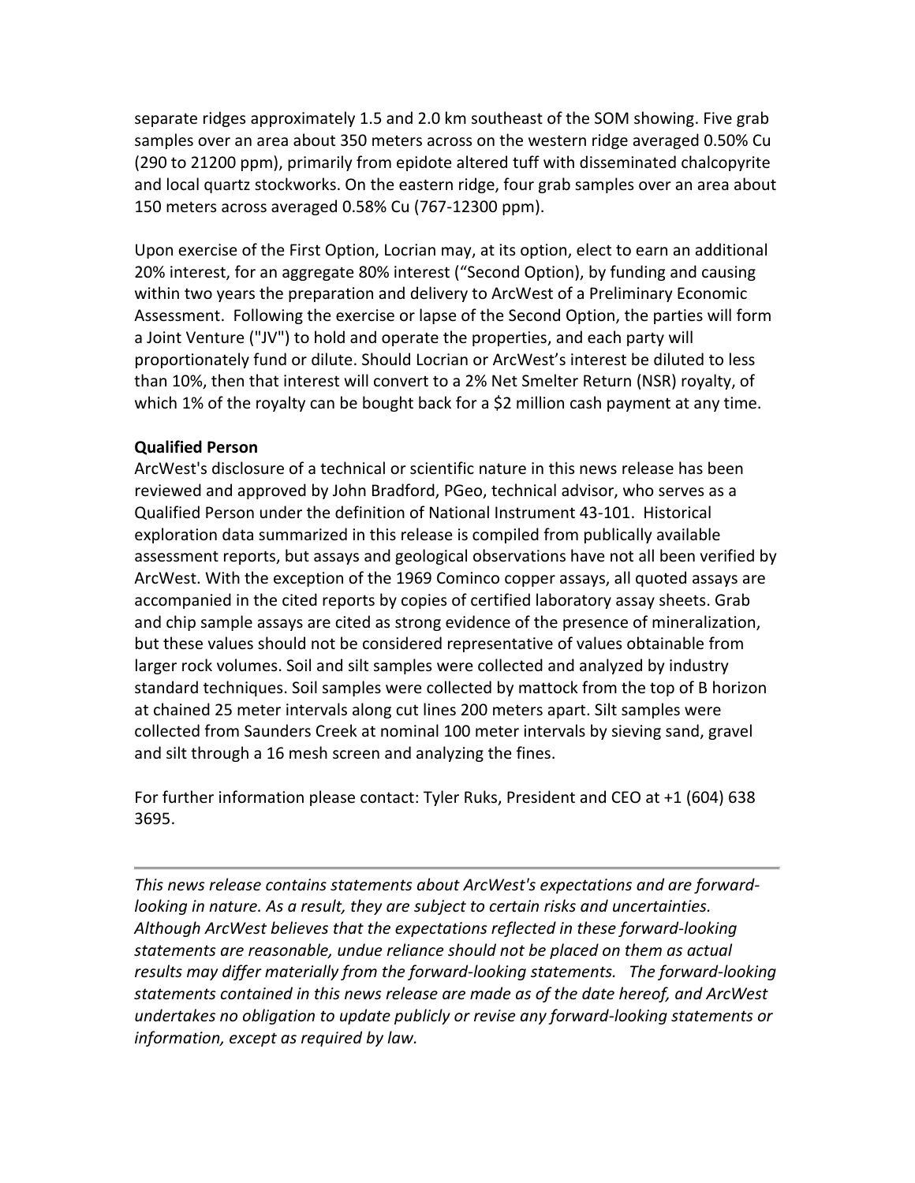separate ridges approximately 1.5 and 2.0 km southeast of the SOM showing. Five grab samples over an area about 350 meters across on the western ridge averaged 0.50% Cu (290 to 21200 ppm), primarily from epidote altered tuff with disseminated chalcopyrite and local quartz stockworks. On the eastern ridge, four grab samples over an area about 150 meters across averaged 0.58% Cu (767-12300 ppm).

Upon exercise of the First Option, Locrian may, at its option, elect to earn an additional 20% interest, for an aggregate 80% interest ("Second Option), by funding and causing within two years the preparation and delivery to ArcWest of a Preliminary Economic Assessment. Following the exercise or lapse of the Second Option, the parties will form a Joint Venture ("JV") to hold and operate the properties, and each party will proportionately fund or dilute. Should Locrian or ArcWest's interest be diluted to less than 10%, then that interest will convert to a 2% Net Smelter Return (NSR) royalty, of which 1% of the royalty can be bought back for a $2 million cash payment at any time.

**Qualified Person**

ArcWest's disclosure of a technical or scientific nature in this news release has been reviewed and approved by John Bradford, PGeo, technical advisor, who serves as a Qualified Person under the definition of National Instrument 43-101. Historical exploration data summarized in this release is compiled from publically available assessment reports, but assays and geological observations have not all been verified by ArcWest. With the exception of the 1969 Cominco copper assays, all quoted assays are accompanied in the cited reports by copies of certified laboratory assay sheets. Grab and chip sample assays are cited as strong evidence of the presence of mineralization, but these values should not be considered representative of values obtainable from larger rock volumes. Soil and silt samples were collected and analyzed by industry standard techniques. Soil samples were collected by mattock from the top of B horizon at chained 25 meter intervals along cut lines 200 meters apart. Silt samples were collected from Saunders Creek at nominal 100 meter intervals by sieving sand, gravel and silt through a 16 mesh screen and analyzing the fines.

For further information please contact: Tyler Ruks, President and CEO at +1 (604) 638 3695.

---

*This news release contains statements about ArcWest's expectations and are forward-looking in nature. As a result, they are subject to certain risks and uncertainties. Although ArcWest believes that the expectations reflected in these forward-looking statements are reasonable, undue reliance should not be placed on them as actual results may differ materially from the forward-looking statements. The forward-looking statements contained in this news release are made as of the date hereof, and ArcWest undertakes no obligation to update publicly or revise any forward-looking statements or information, except as required by law.*